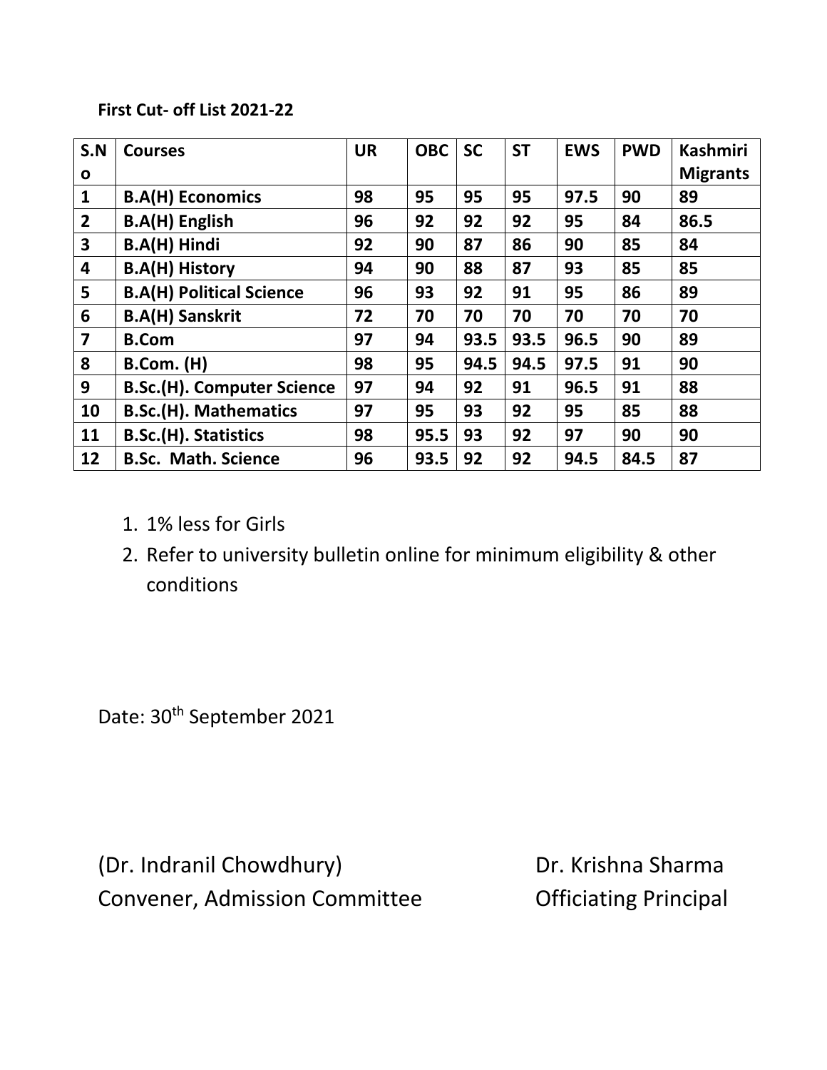**First Cut- off List 2021-22**

| S.No | Courses | UR | OBC | SC | ST | EWS | PWD | Kashmiri Migrants |
|---|---|---|---|---|---|---|---|---|
| 1 | B.A(H) Economics | 98 | 95 | 95 | 95 | 97.5 | 90 | 89 |
| 2 | B.A(H) English | 96 | 92 | 92 | 92 | 95 | 84 | 86.5 |
| 3 | B.A(H) Hindi | 92 | 90 | 87 | 86 | 90 | 85 | 84 |
| 4 | B.A(H) History | 94 | 90 | 88 | 87 | 93 | 85 | 85 |
| 5 | B.A(H) Political Science | 96 | 93 | 92 | 91 | 95 | 86 | 89 |
| 6 | B.A(H) Sanskrit | 72 | 70 | 70 | 70 | 70 | 70 | 70 |
| 7 | B.Com | 97 | 94 | 93.5 | 93.5 | 96.5 | 90 | 89 |
| 8 | B.Com. (H) | 98 | 95 | 94.5 | 94.5 | 97.5 | 91 | 90 |
| 9 | B.Sc.(H). Computer Science | 97 | 94 | 92 | 91 | 96.5 | 91 | 88 |
| 10 | B.Sc.(H). Mathematics | 97 | 95 | 93 | 92 | 95 | 85 | 88 |
| 11 | B.Sc.(H). Statistics | 98 | 95.5 | 93 | 92 | 97 | 90 | 90 |
| 12 | B.Sc. Math. Science | 96 | 93.5 | 92 | 92 | 94.5 | 84.5 | 87 |

1. 1% less for Girls
2. Refer to university bulletin online for minimum eligibility & other conditions

Date: 30th September 2021

(Dr. Indranil Chowdhury)
Convener, Admission Committee

Dr. Krishna Sharma
Officiating Principal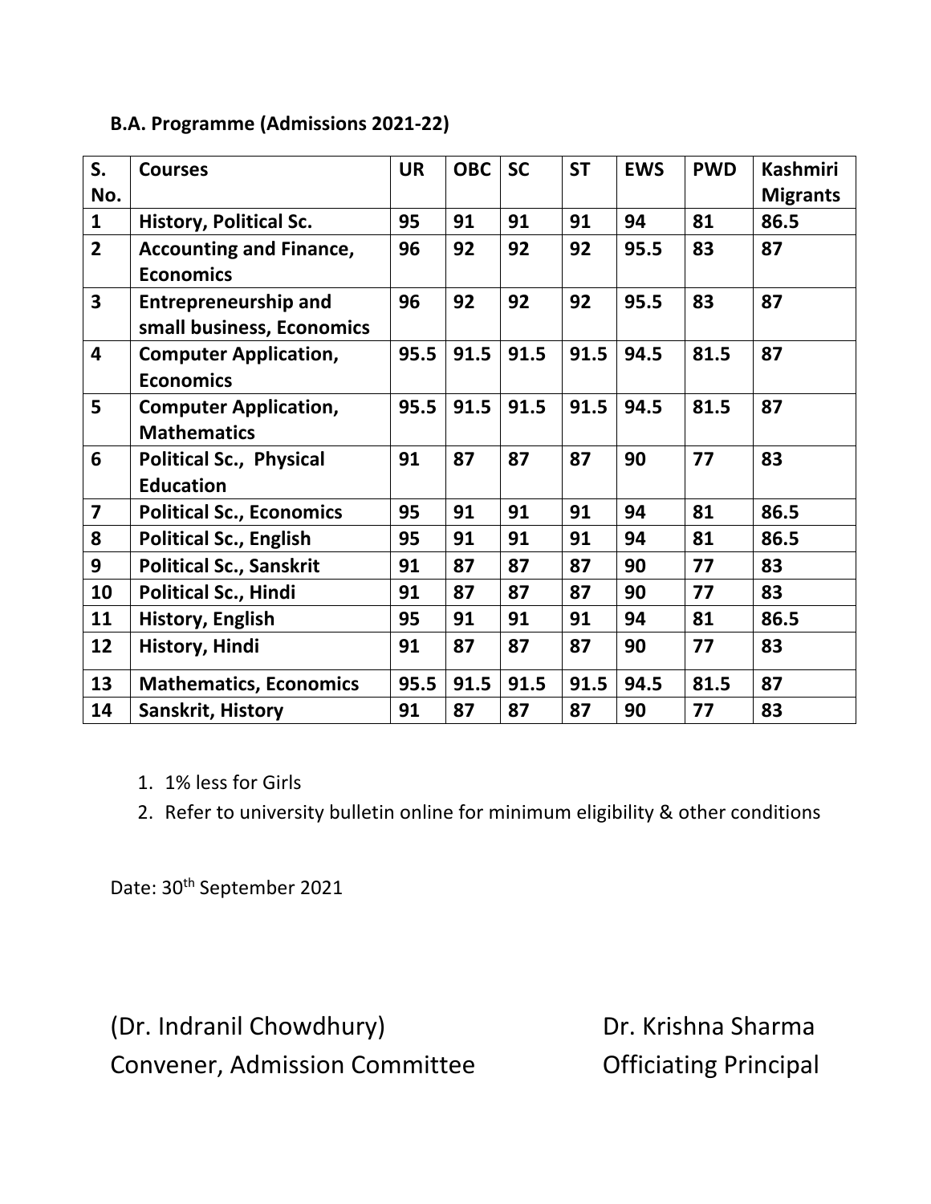**B.A. Programme (Admissions 2021-22)**

| S. No. | Courses | UR | OBC | SC | ST | EWS | PWD | Kashmiri Migrants |
|---|---|---|---|---|---|---|---|---|
| 1 | History, Political Sc. | 95 | 91 | 91 | 91 | 94 | 81 | 86.5 |
| 2 | Accounting and Finance, Economics | 96 | 92 | 92 | 92 | 95.5 | 83 | 87 |
| 3 | Entrepreneurship and small business, Economics | 96 | 92 | 92 | 92 | 95.5 | 83 | 87 |
| 4 | Computer Application, Economics | 95.5 | 91.5 | 91.5 | 91.5 | 94.5 | 81.5 | 87 |
| 5 | Computer Application, Mathematics | 95.5 | 91.5 | 91.5 | 91.5 | 94.5 | 81.5 | 87 |
| 6 | Political Sc., Physical Education | 91 | 87 | 87 | 87 | 90 | 77 | 83 |
| 7 | Political Sc., Economics | 95 | 91 | 91 | 91 | 94 | 81 | 86.5 |
| 8 | Political Sc., English | 95 | 91 | 91 | 91 | 94 | 81 | 86.5 |
| 9 | Political Sc., Sanskrit | 91 | 87 | 87 | 87 | 90 | 77 | 83 |
| 10 | Political Sc., Hindi | 91 | 87 | 87 | 87 | 90 | 77 | 83 |
| 11 | History, English | 95 | 91 | 91 | 91 | 94 | 81 | 86.5 |
| 12 | History, Hindi | 91 | 87 | 87 | 87 | 90 | 77 | 83 |
| 13 | Mathematics, Economics | 95.5 | 91.5 | 91.5 | 91.5 | 94.5 | 81.5 | 87 |
| 14 | Sanskrit, History | 91 | 87 | 87 | 87 | 90 | 77 | 83 |

1. 1% less for Girls
2. Refer to university bulletin online for minimum eligibility & other conditions

Date: 30th September 2021

(Dr. Indranil Chowdhury)
Convener, Admission Committee

Dr. Krishna Sharma
Officiating Principal